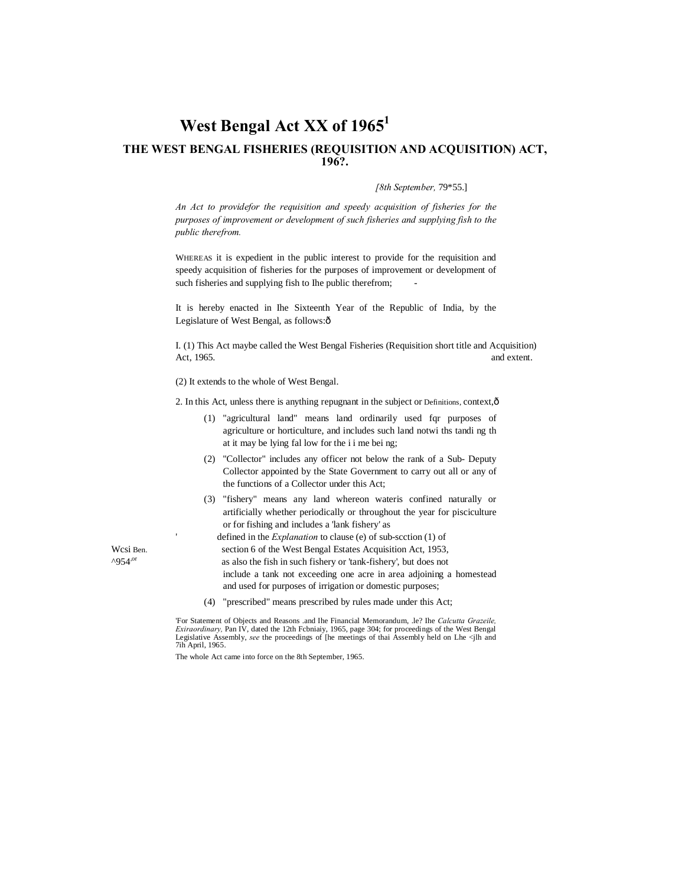# West Bengal Act XX of 1965[1]

## THE WEST BENGAL FISHERIES (REQUISITION AND ACQUISITION) ACT, 196?.

*[8th September,* 79*55.]

*An Act to providefor the requisition and speedy acquisition of fisheries for the purposes of improvement or development of such fisheries and supplying fish to the public therefrom.*

WHEREAS it is expedient in the public interest to provide for the requisition and speedy acquisition of fisheries for the purposes of improvement or development of such fisheries and supplying fish to Ihe public therefrom; -

It is hereby enacted in Ihe Sixteenth Year of the Republic of India, by the Legislature of West Bengal, as follows:ô

Short title and extent.

I. (1) This Act maybe called the West Bengal Fisheries (Requisition and Acquisition) Act, 1965.

(2) It extends to the whole of West Bengal.

Definitions.

2. In this Act, unless there is anything repugnant in the subject or context,ô

(1) "agricultural land" means land ordinarily used fqr purposes of agriculture or horticulture, and includes such land notwi ths tandi ng th at it may be lying fal low for the i i me bei ng;

(2) "Collector" includes any officer not below the rank of a Sub- Deputy Collector appointed by the State Government to carry out all or any of the functions of a Collector under this Act;

(3) "fishery" means any land whereon wateris confined naturally or artificially whether periodically or throughout the year for pisciculture or for fishing and includes a 'lank fishery' as defined in the *Explanation* to clause (e) of sub-scction (1) of section 6 of the West Bengal Estates Acquisition Act, 1953, as also the fish in such fishery or 'tank-fishery', but does not include a tank not exceeding one acre in area adjoining a homestead and used for purposes of irrigation or domestic purposes;

Wcsi Ben. ^954.or

(4) "prescribed" means prescribed by rules made under this Act;

'For Statement of Objects and Reasons .and Ihe Financial Memorandum, .le? Ihe *Calcutta Grazeile, Exiraordinary,* Pan IV, dated the 12th Fcbniaiy, 1965, page 304; for proceedings of the West Bengal Legislative Assembly, *see* the proceedings of [he meetings of thai Assembly held on Lhe <jlh and 7ih April, 1965.

The whole Act came into force on the 8th September, 1965.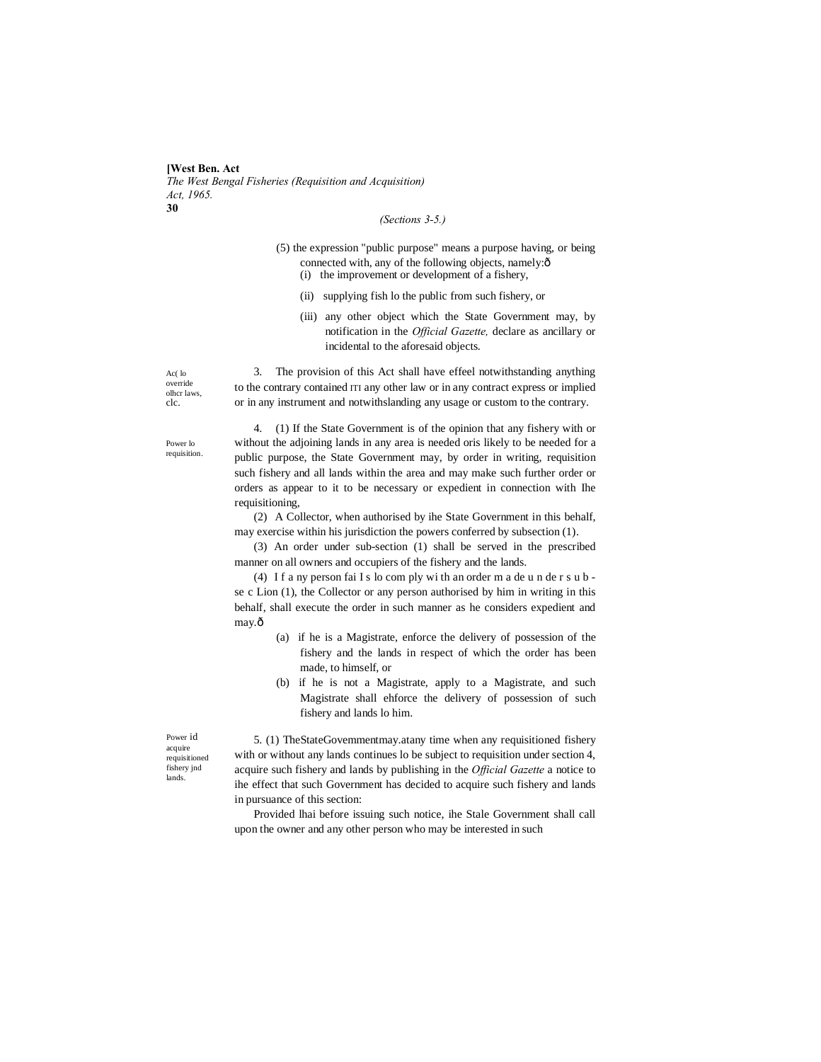(5) the expression "public purpose" means a purpose having, or being connected with, any of the following objects, namely:ð

(i) the improvement or development of a fishery,

(ii) supplying fish lo the public from such fishery, or

(iii) any other object which the State Government may, by notification in the *Official Gazette,* declare as ancillary or incidental to the aforesaid objects.

Ac( lo override olhcr laws, clc.

3. The provision of this Act shall have effeel notwithstanding anything to the contrary contained ITI any other law or in any contract express or implied or in any instrument and notwithslanding any usage or custom to the contrary.

Power lo requisition.

4. (1) If the State Government is of the opinion that any fishery with or without the adjoining lands in any area is needed oris likely to be needed for a public purpose, the State Government may, by order in writing, requisition such fishery and all lands within the area and may make such further order or orders as appear to it to be necessary or expedient in connection with Ihe requisitioning,

(2) A Collector, when authorised by ihe State Government in this behalf, may exercise within his jurisdiction the powers conferred by subsection (1).

(3) An order under sub-section (1) shall be served in the prescribed manner on all owners and occupiers of the fishery and the lands.

(4) I f a ny person fai I s lo com ply wi th an order m a de u n de r s u b - se c Lion (1), the Collector or any person authorised by him in writing in this behalf, shall execute the order in such manner as he considers expedient and may.ð

(a) if he is a Magistrate, enforce the delivery of possession of the fishery and the lands in respect of which the order has been made, to himself, or

(b) if he is not a Magistrate, apply to a Magistrate, and such Magistrate shall ehforce the delivery of possession of such fishery and lands lo him.

Power id acquire requisitioned fishery jnd lands.

5. (1) TheStateGovemmentmay.atany time when any requisitioned fishery with or without any lands continues lo be subject to requisition under section 4, acquire such fishery and lands by publishing in the *Official Gazette* a notice to ihe effect that such Government has decided to acquire such fishery and lands in pursuance of this section:

Provided lhai before issuing such notice, ihe Stale Government shall call upon the owner and any other person who may be interested in such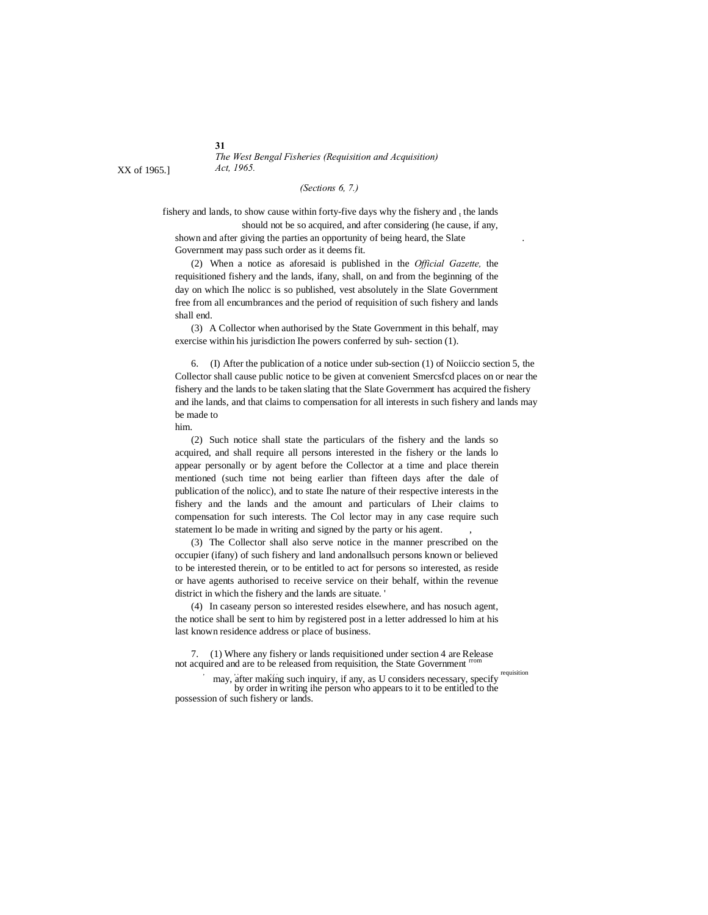*(Sections 6, 7.)*

fishery and lands, to show cause within forty-five days why the fishery and the lands should not be so acquired, and after considering (he cause, if any, shown and after giving the parties an opportunity of being heard, the Slate Government may pass such order as it deems fit.

(2) When a notice as aforesaid is published in the *Official Gazette,* the requisitioned fishery and the lands, ifany, shall, on and from the beginning of the day on which Ihe nolicc is so published, vest absolutely in the Slate Government free from all encumbrances and the period of requisition of such fishery and lands shall end.

(3) A Collector when authorised by the State Government in this behalf, may exercise within his jurisdiction Ihe powers conferred by suh- section (1).

6. (I) After the publication of a notice under sub-section (1) of Noiiccio section 5, the Collector shall cause public notice to be given at convenient Smercsfcd places on or near the fishery and the lands to be taken slating that the Slate Government has acquired the fishery and ihe lands, and that claims to compensation for all interests in such fishery and lands may be made to him.

(2) Such notice shall state the particulars of the fishery and the lands so acquired, and shall require all persons interested in the fishery or the lands lo appear personally or by agent before the Collector at a time and place therein mentioned (such time not being earlier than fifteen days after the dale of publication of the nolicc), and to state Ihe nature of their respective interests in the fishery and the lands and the amount and particulars of Lheir claims to compensation for such interests. The Col lector may in any case require such statement lo be made in writing and signed by the party or his agent.

(3) The Collector shall also serve notice in the manner prescribed on the occupier (ifany) of such fishery and land andonallsuch persons known or believed to be interested therein, or to be entitled to act for persons so interested, as reside or have agents authorised to receive service on their behalf, within the revenue district in which the fishery and the lands are situate.

(4) In caseany person so interested resides elsewhere, and has nosuch agent, the notice shall be sent to him by registered post in a letter addressed lo him at his last known residence address or place of business.

7. (1) Where any fishery or lands requisitioned under section 4 are not acquired and are to be released from requisition, the State Government may, after making such inquiry, if any, as U considers necessary, specify by order in writing ihe person who appears to it to be entitled to the possession of such fishery or lands.

Release rrom requisition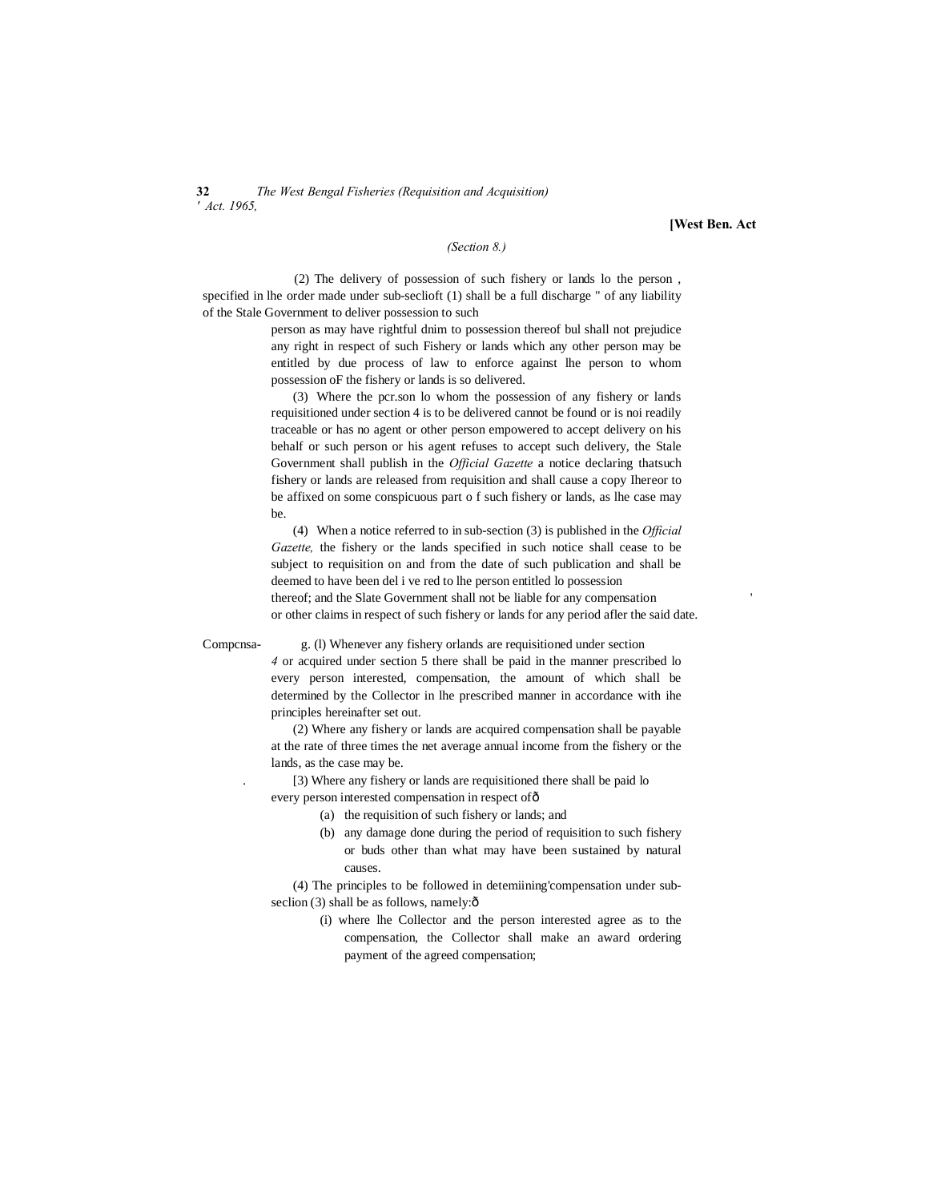*(Section 8.)*

(2) The delivery of possession of such fishery or lands lo the person , specified in lhe order made under sub-seclioft (1) shall be a full discharge " of any liability of the Stale Government to deliver possession to such person as may have rightful dnim to possession thereof bul shall not prejudice any right in respect of such Fishery or lands which any other person may be entitled by due process of law to enforce against lhe person to whom possession oF the fishery or lands is so delivered.

(3) Where the pcr.son lo whom the possession of any fishery or lands requisitioned under section 4 is to be delivered cannot be found or is noi readily traceable or has no agent or other person empowered to accept delivery on his behalf or such person or his agent refuses to accept such delivery, the Stale Government shall publish in the *Official Gazette* a notice declaring thatsuch fishery or lands are released from requisition and shall cause a copy Ihereor to be affixed on some conspicuous part o f such fishery or lands, as lhe case may be.

(4) When a notice referred to in sub-section (3) is published in the *Official Gazette,* the fishery or the lands specified in such notice shall cease to be subject to requisition on and from the date of such publication and shall be deemed to have been del i ve red to lhe person entitled lo possession thereof; and the Slate Government shall not be liable for any compensation or other claims in respect of such fishery or lands for any period afler the said date.

Compcnsa-

g. (l) Whenever any fishery orlands are requisitioned under section *4* or acquired under section 5 there shall be paid in the manner prescribed lo every person interested, compensation, the amount of which shall be determined by the Collector in lhe prescribed manner in accordance with ihe principles hereinafter set out.

(2) Where any fishery or lands are acquired compensation shall be payable at the rate of three times the net average annual income from the fishery or the lands, as the case may be.

[3) Where any fishery or lands are requisitioned there shall be paid lo every person interested compensation in respect ofð

(a) the requisition of such fishery or lands; and

(b) any damage done during the period of requisition to such fishery or buds other than what may have been sustained by natural causes.

(4) The principles to be followed in detemiining'compensation under sub-seclion (3) shall be as follows, namely:ð

(i) where lhe Collector and the person interested agree as to the compensation, the Collector shall make an award ordering payment of the agreed compensation;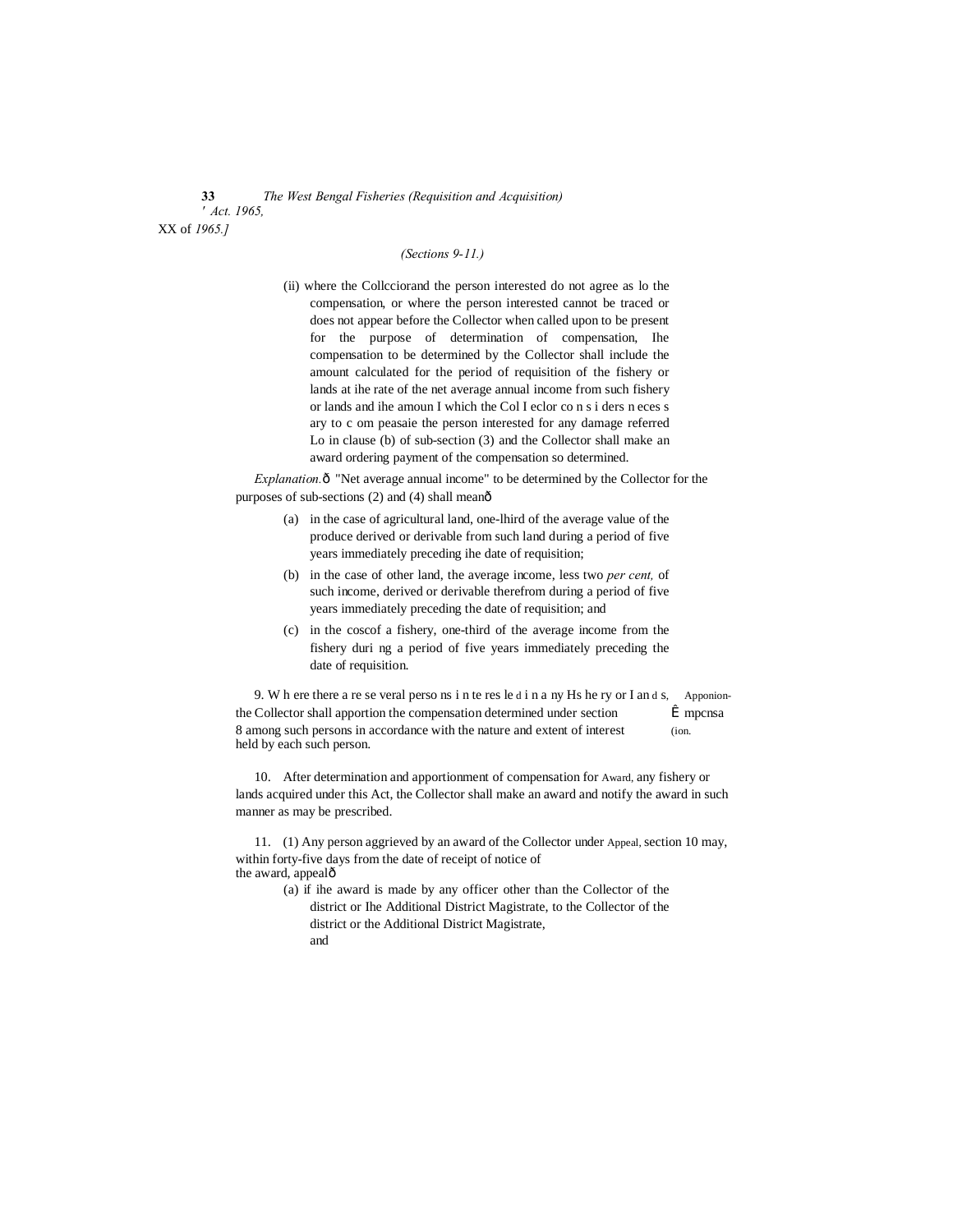*(Sections 9-11.)*

(ii) where the Collciorand the person interested do not agree as lo the compensation, or where the person interested cannot be traced or does not appear before the Collector when called upon to be present for the purpose of determination of compensation, Ihe compensation to be determined by the Collector shall include the amount calculated for the period of requisition of the fishery or lands at ihe rate of the net average annual income from such fishery or lands and ihe amoun I which the Col I eclor co n s i ders n eces s ary to c om peasaie the person interested for any damage referred Lo in clause (b) of sub-section (3) and the Collector shall make an award ordering payment of the compensation so determined.

*Explanation.*ô "Net average annual income" to be determined by the Collector for the purposes of sub-sections (2) and (4) shall meanô

(a) in the case of agricultural land, one-lhird of the average value of the produce derived or derivable from such land during a period of five years immediately preceding ihe date of requisition;

(b) in the case of other land, the average income, less two *per cent,* of such income, derived or derivable therefrom during a period of five years immediately preceding the date of requisition; and

(c) in the coscof a fishery, one-third of the average income from the fishery duri ng a period of five years immediately preceding the date of requisition.

Apponion- Ê mpcnsa (ion.

9. W h ere there a re se veral perso ns i n te res le d i n a ny Hs he ry or I an d s, the Collector shall apportion the compensation determined under section 8 among such persons in accordance with the nature and extent of interest held by each such person.

Award,

10. After determination and apportionment of compensation for any fishery or lands acquired under this Act, the Collector shall make an award and notify the award in such manner as may be prescribed.

Appeal,

11. (1) Any person aggrieved by an award of the Collector under section 10 may, within forty-five days from the date of receipt of notice of the award, appealô

(a) if ihe award is made by any officer other than the Collector of the district or Ihe Additional District Magistrate, to the Collector of the district or the Additional District Magistrate, and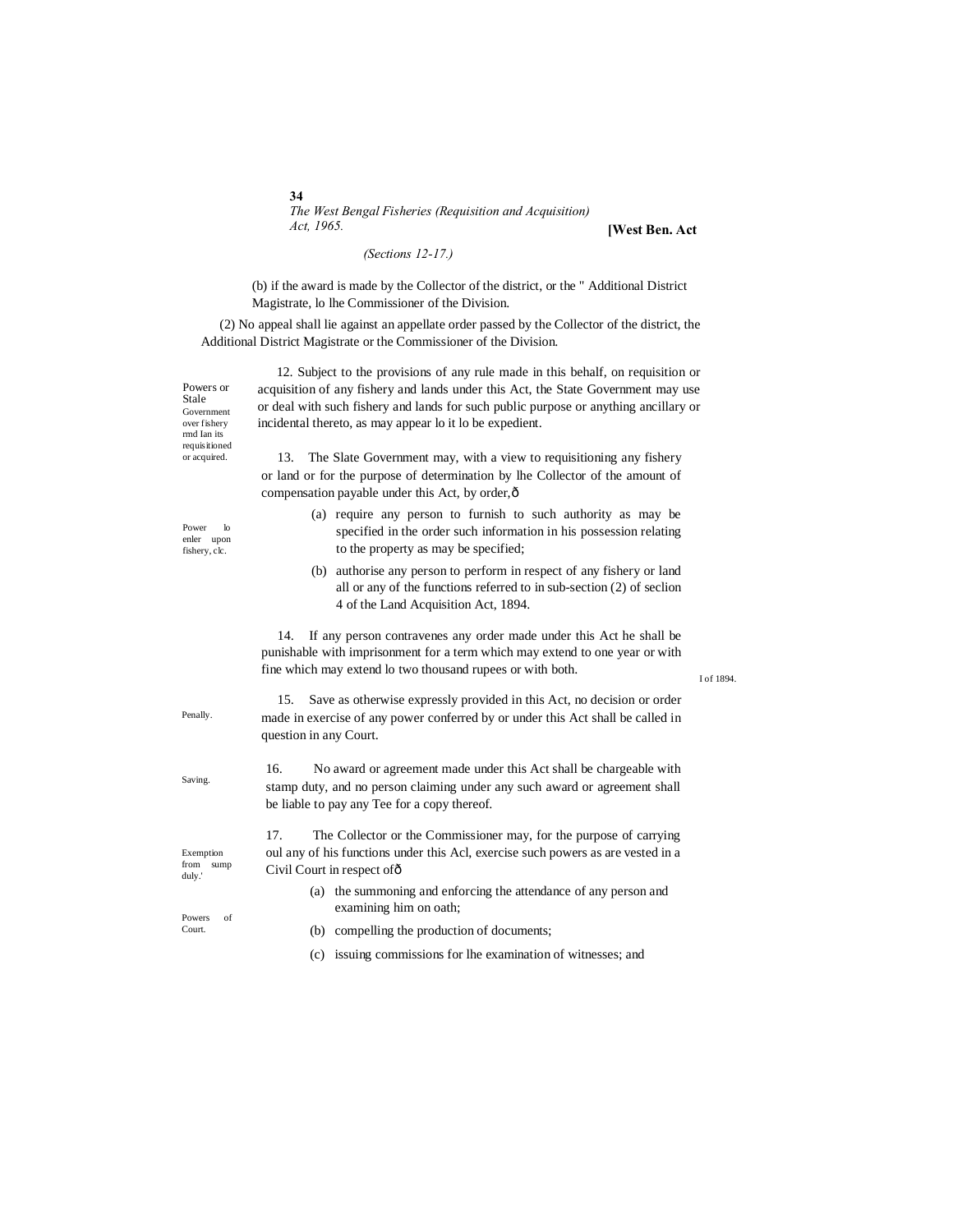*(Sections 12-17.)*

(b) if the award is made by the Collector of the district, or the " Additional District Magistrate, lo lhe Commissioner of the Division.

(2) No appeal shall lie against an appellate order passed by the Collector of the district, the Additional District Magistrate or the Commissioner of the Division.

Powers or Stale Government over fishery rmd Ian its requisitioned or acquired.

12. Subject to the provisions of any rule made in this behalf, on requisition or acquisition of any fishery and lands under this Act, the State Government may use or deal with such fishery and lands for such public purpose or anything ancillary or incidental thereto, as may appear lo it lo be expedient.

Power lo enler upon fishery, clc.

13. The Slate Government may, with a view to requisitioning any fishery or land or for the purpose of determination by lhe Collector of the amount of compensation payable under this Act, by order,ô

(a) require any person to furnish to such authority as may be specified in the order such information in his possession relating to the property as may be specified;

(b) authorise any person to perform in respect of any fishery or land all or any of the functions referred to in sub-section (2) of seclion 4 of the Land Acquisition Act, 1894.

I of 1894.

Penally.

14. If any person contravenes any order made under this Act he shall be punishable with imprisonment for a term which may extend to one year or with fine which may extend lo two thousand rupees or with both.

Saving.

15. Save as otherwise expressly provided in this Act, no decision or order made in exercise of any power conferred by or under this Act shall be called in question in any Court.

Exemption from sump duly.'

16. No award or agreement made under this Act shall be chargeable with stamp duty, and no person claiming under any such award or agreement shall be liable to pay any Tee for a copy thereof.

Powers of Court.

17. The Collector or the Commissioner may, for the purpose of carrying oul any of his functions under this Acl, exercise such powers as are vested in a Civil Court in respect ofô

(a) the summoning and enforcing the attendance of any person and examining him on oath;

(b) compelling the production of documents;

(c) issuing commissions for lhe examination of witnesses; and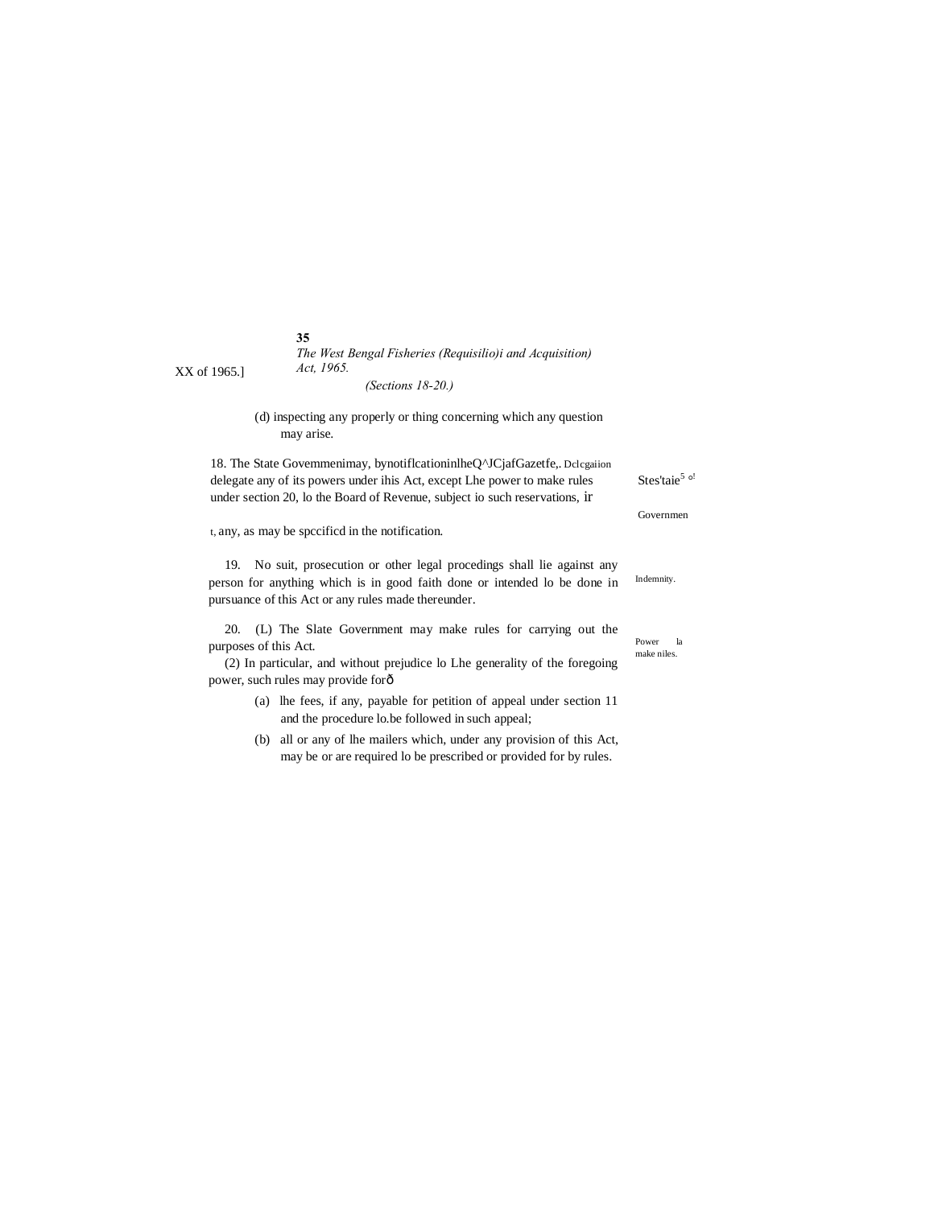(d) inspecting any properly or thing concerning which any question may arise.

18. The State Govemmenimay, bynotiflcationinlheQ^JCjafGazetfe,. Dclcgaiion delegate any of its powers under ihis Act, except Lhe power to make rules under section 20, lo the Board of Revenue, subject io such reservations, ir t, any, as may be spccificd in the notification.

Stes'taie o! Governmen

19. No suit, prosecution or other legal procedings shall lie against any person for anything which is in good faith done or intended lo be done in pursuance of this Act or any rules made thereunder.

Indemnity.

20. (L) The Slate Government may make rules for carrying out the purposes of this Act.

Power la make niles.

(2) In particular, and without prejudice lo Lhe generality of the foregoing power, such rules may provide forð

(a) lhe fees, if any, payable for petition of appeal under section 11 and the procedure lo.be followed in such appeal;

(b) all or any of lhe mailers which, under any provision of this Act, may be or are required lo be prescribed or provided for by rules.